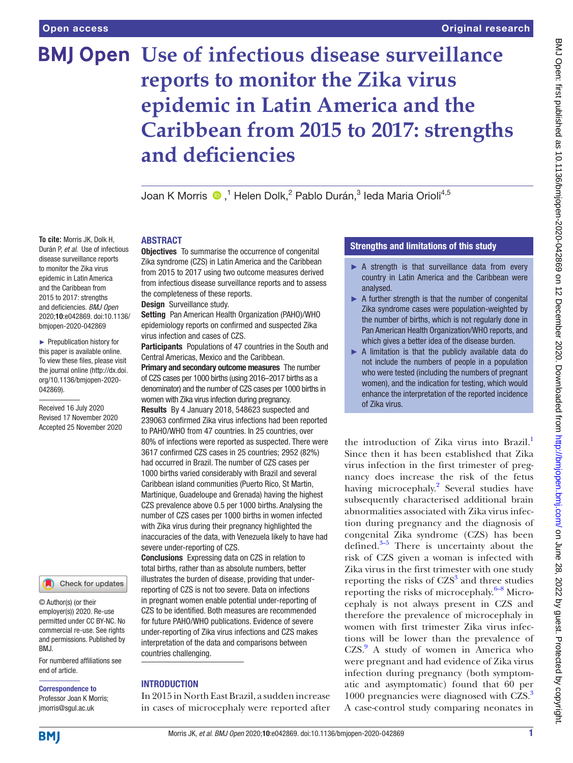# Use of infectious disease surveillance reports to monitor the Zika virus epidemic in Latin America and the Caribbean from 2015 to 2017: strengths and deficiencies

Joan K Morris[1], Helen Dolk[2], Pablo Durán[3], Ieda Maria Orioli[4,5]

**To cite:** Morris JK, Dolk H, Durán P, *et al.* Use of infectious disease surveillance reports to monitor the Zika virus epidemic in Latin America and the Caribbean from 2015 to 2017: strengths and deficiencies. *BMJ Open* 2020;**10**:e042869. doi:10.1136/bmjopen-2020-042869

► Prepublication history for this paper is available online. To view these files, please visit the journal online (http://dx.doi.org/10.1136/bmjopen-2020-042869).

Received 16 July 2020
Revised 17 November 2020
Accepted 25 November 2020

© Author(s) (or their employer(s)) 2020. Re-use permitted under CC BY-NC. No commercial re-use. See rights and permissions. Published by BMJ.

For numbered affiliations see end of article.

**Correspondence to**
Professor Joan K Morris; jmorris@sgul.ac.uk

## ABSTRACT

**Objectives** To summarise the occurrence of congenital Zika syndrome (CZS) in Latin America and the Caribbean from 2015 to 2017 using two outcome measures derived from infectious disease surveillance reports and to assess the completeness of these reports.

**Design** Surveillance study.

**Setting** Pan American Health Organization (PAHO)/WHO epidemiology reports on confirmed and suspected Zika virus infection and cases of CZS.

**Participants** Populations of 47 countries in the South and Central Americas, Mexico and the Caribbean.

**Primary and secondary outcome measures** The number of CZS cases per 1000 births (using 2016–2017 births as a denominator) and the number of CZS cases per 1000 births in women with Zika virus infection during pregnancy.

**Results** By 4 January 2018, 548623 suspected and 239063 confirmed Zika virus infections had been reported to PAHO/WHO from 47 countries. In 25 countries, over 80% of infections were reported as suspected. There were 3617 confirmed CZS cases in 25 countries; 2952 (82%) had occurred in Brazil. The number of CZS cases per 1000 births varied considerably with Brazil and several Caribbean island communities (Puerto Rico, St Martin, Martinique, Guadeloupe and Grenada) having the highest CZS prevalence above 0.5 per 1000 births. Analysing the number of CZS cases per 1000 births in women infected with Zika virus during their pregnancy highlighted the inaccuracies of the data, with Venezuela likely to have had severe under-reporting of CZS.

**Conclusions** Expressing data on CZS in relation to total births, rather than as absolute numbers, better illustrates the burden of disease, providing that under-reporting of CZS is not too severe. Data on infections in pregnant women enable potential under-reporting of CZS to be identified. Both measures are recommended for future PAHO/WHO publications. Evidence of severe under-reporting of Zika virus infections and CZS makes interpretation of the data and comparisons between countries challenging.

## Strengths and limitations of this study

- A strength is that surveillance data from every country in Latin America and the Caribbean were analysed.
- A further strength is that the number of congenital Zika syndrome cases were population-weighted by the number of births, which is not regularly done in Pan American Health Organization/WHO reports, and which gives a better idea of the disease burden.
- A limitation is that the publicly available data do not include the numbers of people in a population who were tested (including the numbers of pregnant women), and the indication for testing, which would enhance the interpretation of the reported incidence of Zika virus.

## INTRODUCTION

In 2015 in North East Brazil, a sudden increase in cases of microcephaly were reported after the introduction of Zika virus into Brazil.[1] Since then it has been established that Zika virus infection in the first trimester of pregnancy does increase the risk of the fetus having microcephaly.[2] Several studies have subsequently characterised additional brain abnormalities associated with Zika virus infection during pregnancy and the diagnosis of congenital Zika syndrome (CZS) has been defined.[3–5] There is uncertainty about the risk of CZS given a woman is infected with Zika virus in the first trimester with one study reporting the risks of CZS[3] and three studies reporting the risks of microcephaly.[6–8] Microcephaly is not always present in CZS and therefore the prevalence of microcephaly in women with first trimester Zika virus infections will be lower than the prevalence of CZS.[9] A study of women in America who were pregnant and had evidence of Zika virus infection during pregnancy (both symptomatic and asymptomatic) found that 60 per 1000 pregnancies were diagnosed with CZS.[3] A case-control study comparing neonates in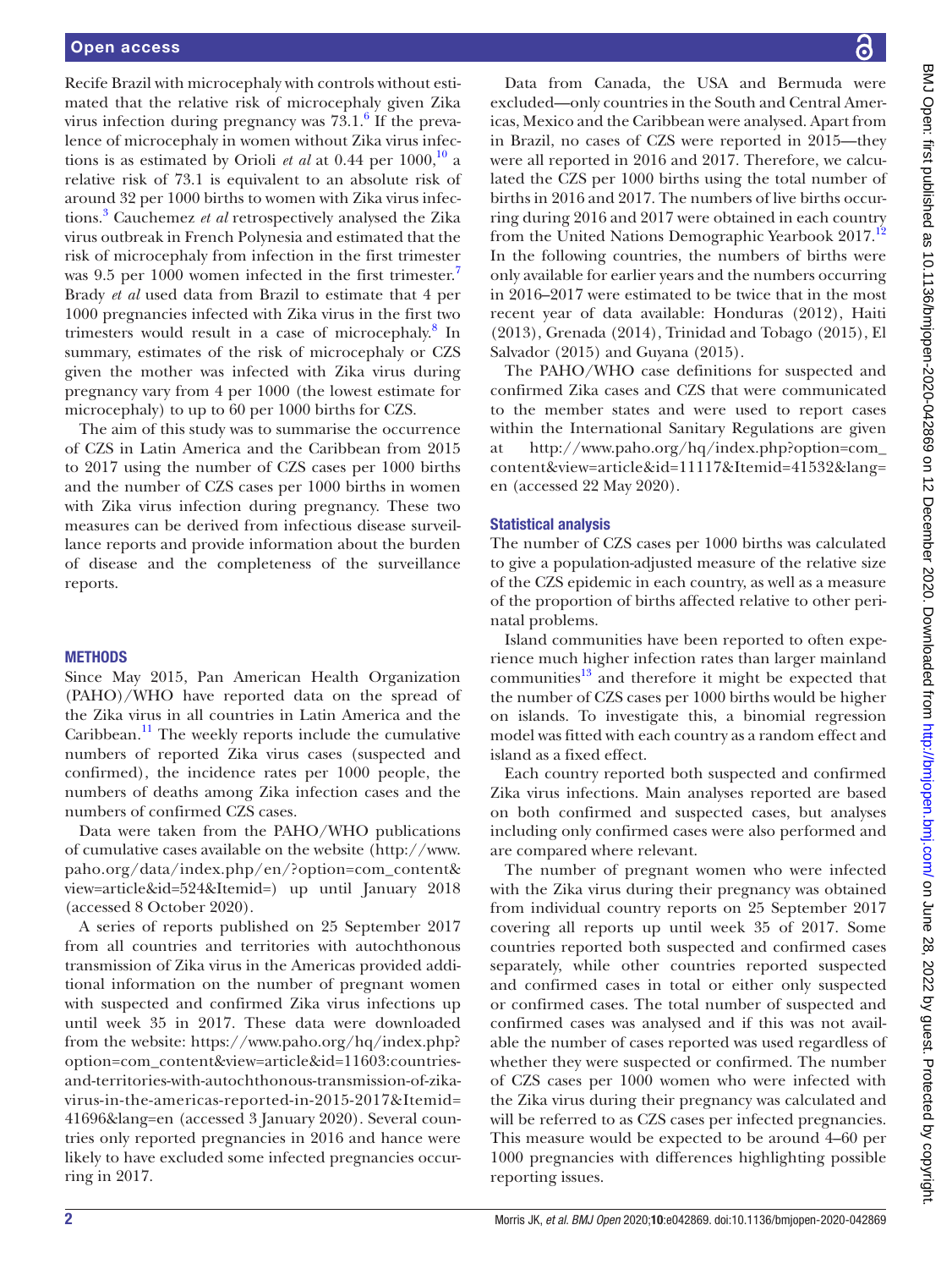Recife Brazil with microcephaly with controls without estimated that the relative risk of microcephaly given Zika virus infection during pregnancy was 73.1.[6] If the prevalence of microcephaly in women without Zika virus infections is as estimated by Orioli *et al* at 0.44 per 1000,[10] a relative risk of 73.1 is equivalent to an absolute risk of around 32 per 1000 births to women with Zika virus infections.[3] Cauchemez *et al* retrospectively analysed the Zika virus outbreak in French Polynesia and estimated that the risk of microcephaly from infection in the first trimester was 9.5 per 1000 women infected in the first trimester.[7] Brady *et al* used data from Brazil to estimate that 4 per 1000 pregnancies infected with Zika virus in the first two trimesters would result in a case of microcephaly.[8] In summary, estimates of the risk of microcephaly or CZS given the mother was infected with Zika virus during pregnancy vary from 4 per 1000 (the lowest estimate for microcephaly) to up to 60 per 1000 births for CZS.

The aim of this study was to summarise the occurrence of CZS in Latin America and the Caribbean from 2015 to 2017 using the number of CZS cases per 1000 births and the number of CZS cases per 1000 births in women with Zika virus infection during pregnancy. These two measures can be derived from infectious disease surveillance reports and provide information about the burden of disease and the completeness of the surveillance reports.

## METHODS

Since May 2015, Pan American Health Organization (PAHO)/WHO have reported data on the spread of the Zika virus in all countries in Latin America and the Caribbean.[11] The weekly reports include the cumulative numbers of reported Zika virus cases (suspected and confirmed), the incidence rates per 1000 people, the numbers of deaths among Zika infection cases and the numbers of confirmed CZS cases.

Data were taken from the PAHO/WHO publications of cumulative cases available on the website (http://www.paho.org/data/index.php/en/?option=com_content&view=article&id=524&Itemid=) up until January 2018 (accessed 8 October 2020).

A series of reports published on 25 September 2017 from all countries and territories with autochthonous transmission of Zika virus in the Americas provided additional information on the number of pregnant women with suspected and confirmed Zika virus infections up until week 35 in 2017. These data were downloaded from the website: https://www.paho.org/hq/index.php?option=com_content&view=article&id=11603:countries-and-territories-with-autochthonous-transmission-of-zika-virus-in-the-americas-reported-in-2015-2017&Itemid=41696&lang=en (accessed 3 January 2020). Several countries only reported pregnancies in 2016 and hance were likely to have excluded some infected pregnancies occurring in 2017.

Data from Canada, the USA and Bermuda were excluded—only countries in the South and Central Americas, Mexico and the Caribbean were analysed. Apart from in Brazil, no cases of CZS were reported in 2015—they were all reported in 2016 and 2017. Therefore, we calculated the CZS per 1000 births using the total number of births in 2016 and 2017. The numbers of live births occurring during 2016 and 2017 were obtained in each country from the United Nations Demographic Yearbook 2017.[12] In the following countries, the numbers of births were only available for earlier years and the numbers occurring in 2016–2017 were estimated to be twice that in the most recent year of data available: Honduras (2012), Haiti (2013), Grenada (2014), Trinidad and Tobago (2015), El Salvador (2015) and Guyana (2015).

The PAHO/WHO case definitions for suspected and confirmed Zika cases and CZS that were communicated to the member states and were used to report cases within the International Sanitary Regulations are given at http://www.paho.org/hq/index.php?option=com_content&view=article&id=11117&Itemid=41532&lang=en (accessed 22 May 2020).

### Statistical analysis

The number of CZS cases per 1000 births was calculated to give a population-adjusted measure of the relative size of the CZS epidemic in each country, as well as a measure of the proportion of births affected relative to other perinatal problems.

Island communities have been reported to often experience much higher infection rates than larger mainland communities[13] and therefore it might be expected that the number of CZS cases per 1000 births would be higher on islands. To investigate this, a binomial regression model was fitted with each country as a random effect and island as a fixed effect.

Each country reported both suspected and confirmed Zika virus infections. Main analyses reported are based on both confirmed and suspected cases, but analyses including only confirmed cases were also performed and are compared where relevant.

The number of pregnant women who were infected with the Zika virus during their pregnancy was obtained from individual country reports on 25 September 2017 covering all reports up until week 35 of 2017. Some countries reported both suspected and confirmed cases separately, while other countries reported suspected and confirmed cases in total or either only suspected or confirmed cases. The total number of suspected and confirmed cases was analysed and if this was not available the number of cases reported was used regardless of whether they were suspected or confirmed. The number of CZS cases per 1000 women who were infected with the Zika virus during their pregnancy was calculated and will be referred to as CZS cases per infected pregnancies. This measure would be expected to be around 4–60 per 1000 pregnancies with differences highlighting possible reporting issues.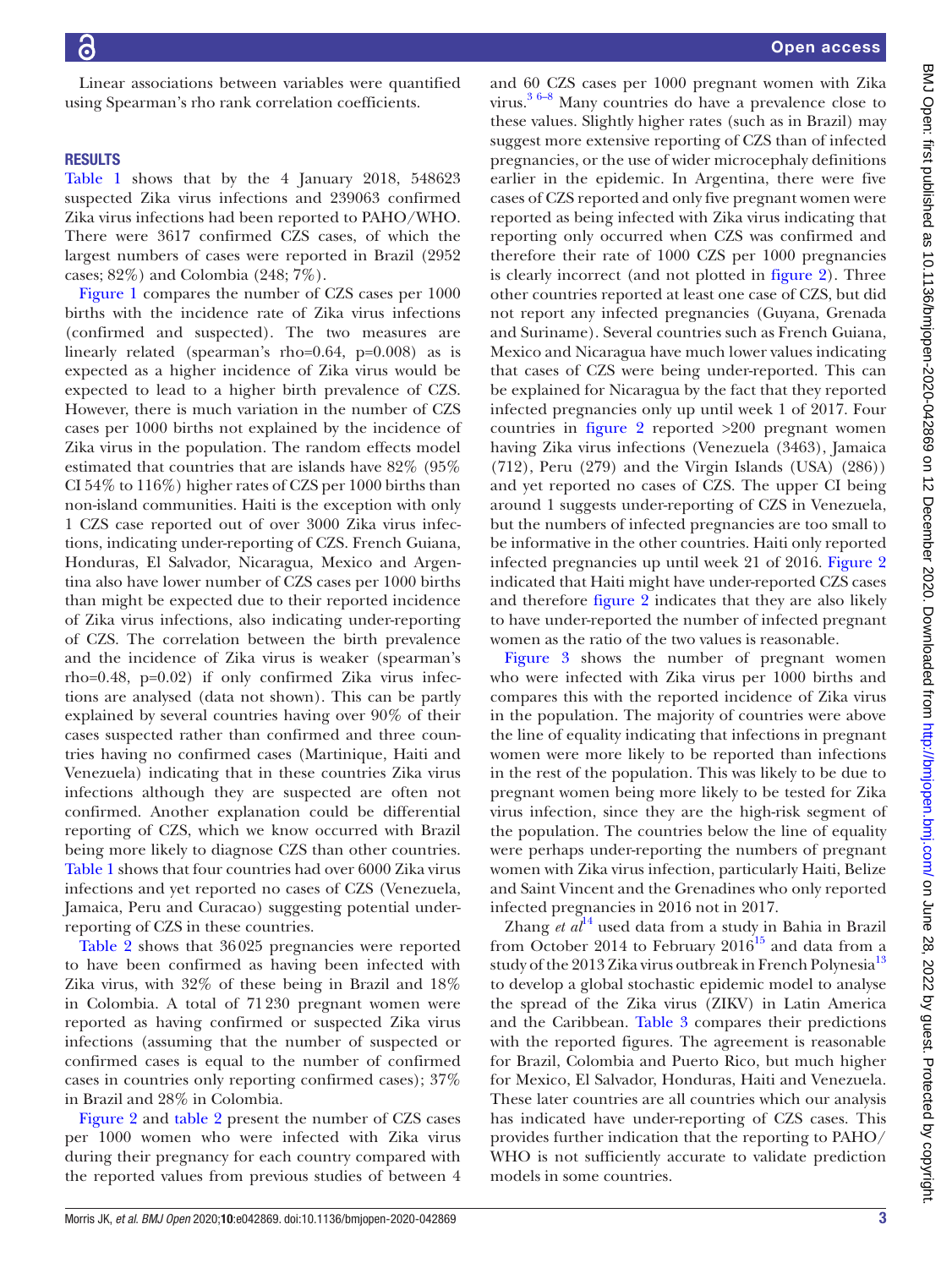Linear associations between variables were quantified using Spearman's rho rank correlation coefficients.

## RESULTS

Table 1 shows that by the 4 January 2018, 548623 suspected Zika virus infections and 239063 confirmed Zika virus infections had been reported to PAHO/WHO. There were 3617 confirmed CZS cases, of which the largest numbers of cases were reported in Brazil (2952 cases; 82%) and Colombia (248; 7%).

Figure 1 compares the number of CZS cases per 1000 births with the incidence rate of Zika virus infections (confirmed and suspected). The two measures are linearly related (spearman's rho=0.64, p=0.008) as is expected as a higher incidence of Zika virus would be expected to lead to a higher birth prevalence of CZS. However, there is much variation in the number of CZS cases per 1000 births not explained by the incidence of Zika virus in the population. The random effects model estimated that countries that are islands have 82% (95% CI 54% to 116%) higher rates of CZS per 1000 births than non-island communities. Haiti is the exception with only 1 CZS case reported out of over 3000 Zika virus infections, indicating under-reporting of CZS. French Guiana, Honduras, El Salvador, Nicaragua, Mexico and Argentina also have lower number of CZS cases per 1000 births than might be expected due to their reported incidence of Zika virus infections, also indicating under-reporting of CZS. The correlation between the birth prevalence and the incidence of Zika virus is weaker (spearman's rho=0.48, p=0.02) if only confirmed Zika virus infections are analysed (data not shown). This can be partly explained by several countries having over 90% of their cases suspected rather than confirmed and three countries having no confirmed cases (Martinique, Haiti and Venezuela) indicating that in these countries Zika virus infections although they are suspected are often not confirmed. Another explanation could be differential reporting of CZS, which we know occurred with Brazil being more likely to diagnose CZS than other countries. Table 1 shows that four countries had over 6000 Zika virus infections and yet reported no cases of CZS (Venezuela, Jamaica, Peru and Curacao) suggesting potential under-reporting of CZS in these countries.

Table 2 shows that 36025 pregnancies were reported to have been confirmed as having been infected with Zika virus, with 32% of these being in Brazil and 18% in Colombia. A total of 71230 pregnant women were reported as having confirmed or suspected Zika virus infections (assuming that the number of suspected or confirmed cases is equal to the number of confirmed cases in countries only reporting confirmed cases); 37% in Brazil and 28% in Colombia.

Figure 2 and table 2 present the number of CZS cases per 1000 women who were infected with Zika virus during their pregnancy for each country compared with the reported values from previous studies of between 4 and 60 CZS cases per 1000 pregnant women with Zika virus.[3 6–8] Many countries do have a prevalence close to these values. Slightly higher rates (such as in Brazil) may suggest more extensive reporting of CZS than of infected pregnancies, or the use of wider microcephaly definitions earlier in the epidemic. In Argentina, there were five cases of CZS reported and only five pregnant women were reported as being infected with Zika virus indicating that reporting only occurred when CZS was confirmed and therefore their rate of 1000 CZS per 1000 pregnancies is clearly incorrect (and not plotted in figure 2). Three other countries reported at least one case of CZS, but did not report any infected pregnancies (Guyana, Grenada and Suriname). Several countries such as French Guiana, Mexico and Nicaragua have much lower values indicating that cases of CZS were being under-reported. This can be explained for Nicaragua by the fact that they reported infected pregnancies only up until week 1 of 2017. Four countries in figure 2 reported >200 pregnant women having Zika virus infections (Venezuela (3463), Jamaica (712), Peru (279) and the Virgin Islands (USA) (286)) and yet reported no cases of CZS. The upper CI being around 1 suggests under-reporting of CZS in Venezuela, but the numbers of infected pregnancies are too small to be informative in the other countries. Haiti only reported infected pregnancies up until week 21 of 2016. Figure 2 indicated that Haiti might have under-reported CZS cases and therefore figure 2 indicates that they are also likely to have under-reported the number of infected pregnant women as the ratio of the two values is reasonable.

Figure 3 shows the number of pregnant women who were infected with Zika virus per 1000 births and compares this with the reported incidence of Zika virus in the population. The majority of countries were above the line of equality indicating that infections in pregnant women were more likely to be reported than infections in the rest of the population. This was likely to be due to pregnant women being more likely to be tested for Zika virus infection, since they are the high-risk segment of the population. The countries below the line of equality were perhaps under-reporting the numbers of pregnant women with Zika virus infection, particularly Haiti, Belize and Saint Vincent and the Grenadines who only reported infected pregnancies in 2016 not in 2017.

Zhang *et al*[14] used data from a study in Bahia in Brazil from October 2014 to February 2016[15] and data from a study of the 2013 Zika virus outbreak in French Polynesia[13] to develop a global stochastic epidemic model to analyse the spread of the Zika virus (ZIKV) in Latin America and the Caribbean. Table 3 compares their predictions with the reported figures. The agreement is reasonable for Brazil, Colombia and Puerto Rico, but much higher for Mexico, El Salvador, Honduras, Haiti and Venezuela. These later countries are all countries which our analysis has indicated have under-reporting of CZS cases. This provides further indication that the reporting to PAHO/WHO is not sufficiently accurate to validate prediction models in some countries.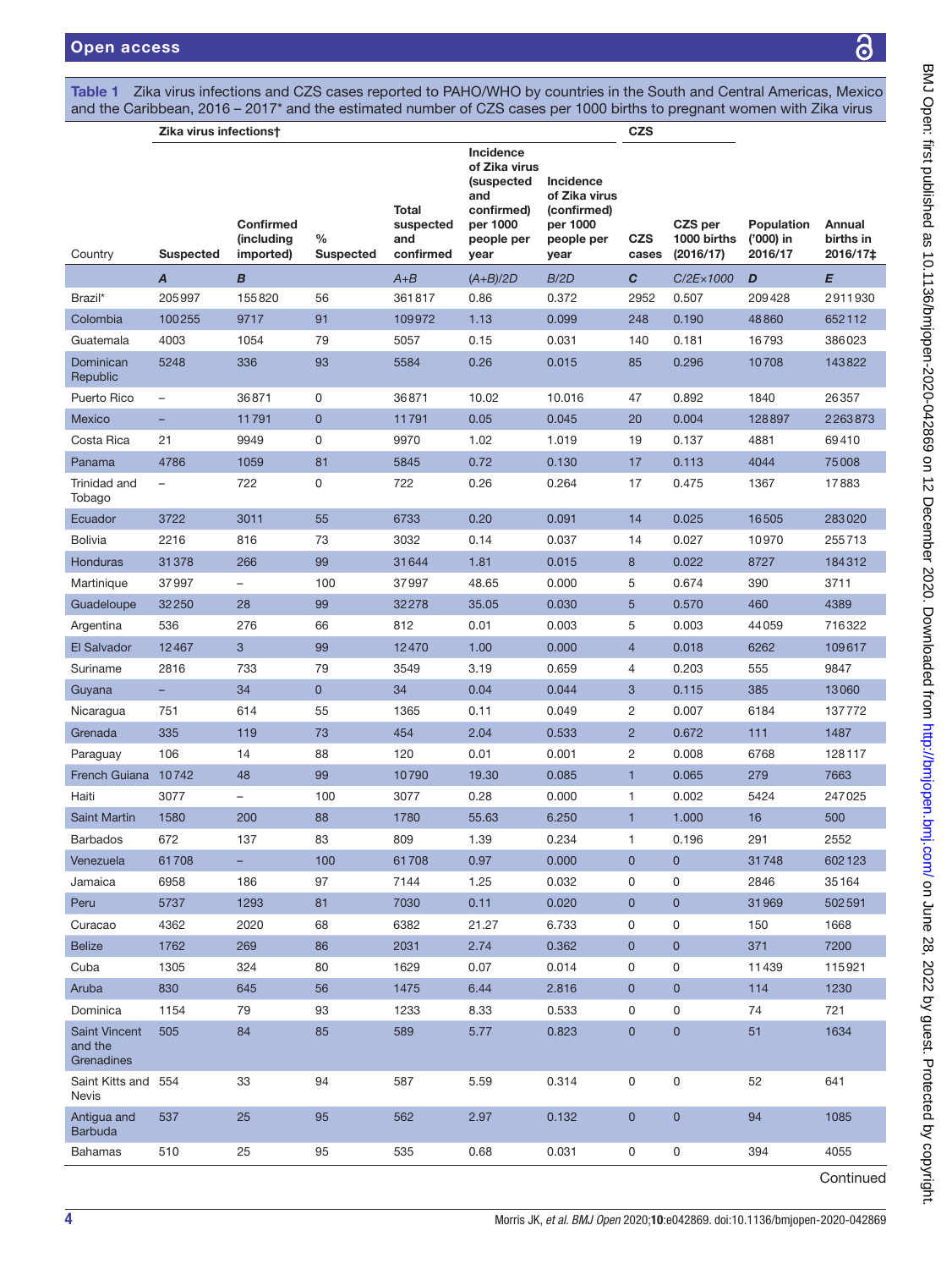**Table 1** Zika virus infections and CZS cases reported to PAHO/WHO by countries in the South and Central Americas, Mexico and the Caribbean, 2016 – 2017* and the estimated number of CZS cases per 1000 births to pregnant women with Zika virus

| | Zika virus infections† | | | | | | CZS | | | |
|---|---|---|---|---|---|---|---|---|---|---|
| Country | Suspected | Confirmed (including imported) | % Suspected | Total suspected and confirmed | Incidence of Zika virus (suspected and confirmed) per 1000 people per year | Incidence of Zika virus (confirmed) per 1000 people per year | CZS cases | CZS per 1000 births (2016/17) | Population ('000) in 2016/17 | Annual births in 2016/17‡ |
| | *A* | *B* | | *A+B* | *(A+B)/2D* | *B/2D* | *C* | *C/2E×1000* | *D* | *E* |
| Brazil* | 205997 | 155820 | 56 | 361817 | 0.86 | 0.372 | 2952 | 0.507 | 209428 | 2911930 |
| Colombia | 100255 | 9717 | 91 | 109972 | 1.13 | 0.099 | 248 | 0.190 | 48860 | 652112 |
| Guatemala | 4003 | 1054 | 79 | 5057 | 0.15 | 0.031 | 140 | 0.181 | 16793 | 386023 |
| Dominican Republic | 5248 | 336 | 93 | 5584 | 0.26 | 0.015 | 85 | 0.296 | 10708 | 143822 |
| Puerto Rico | – | 36871 | 0 | 36871 | 10.02 | 10.016 | 47 | 0.892 | 1840 | 26357 |
| Mexico | – | 11791 | 0 | 11791 | 0.05 | 0.045 | 20 | 0.004 | 128897 | 2263873 |
| Costa Rica | 21 | 9949 | 0 | 9970 | 1.02 | 1.019 | 19 | 0.137 | 4881 | 69410 |
| Panama | 4786 | 1059 | 81 | 5845 | 0.72 | 0.130 | 17 | 0.113 | 4044 | 75008 |
| Trinidad and Tobago | – | 722 | 0 | 722 | 0.26 | 0.264 | 17 | 0.475 | 1367 | 17883 |
| Ecuador | 3722 | 3011 | 55 | 6733 | 0.20 | 0.091 | 14 | 0.025 | 16505 | 283020 |
| Bolivia | 2216 | 816 | 73 | 3032 | 0.14 | 0.037 | 14 | 0.027 | 10970 | 255713 |
| Honduras | 31378 | 266 | 99 | 31644 | 1.81 | 0.015 | 8 | 0.022 | 8727 | 184312 |
| Martinique | 37997 | – | 100 | 37997 | 48.65 | 0.000 | 5 | 0.674 | 390 | 3711 |
| Guadeloupe | 32250 | 28 | 99 | 32278 | 35.05 | 0.030 | 5 | 0.570 | 460 | 4389 |
| Argentina | 536 | 276 | 66 | 812 | 0.01 | 0.003 | 5 | 0.003 | 44059 | 716322 |
| El Salvador | 12467 | 3 | 99 | 12470 | 1.00 | 0.000 | 4 | 0.018 | 6262 | 109617 |
| Suriname | 2816 | 733 | 79 | 3549 | 3.19 | 0.659 | 4 | 0.203 | 555 | 9847 |
| Guyana | – | 34 | 0 | 34 | 0.04 | 0.044 | 3 | 0.115 | 385 | 13060 |
| Nicaragua | 751 | 614 | 55 | 1365 | 0.11 | 0.049 | 2 | 0.007 | 6184 | 137772 |
| Grenada | 335 | 119 | 73 | 454 | 2.04 | 0.533 | 2 | 0.672 | 111 | 1487 |
| Paraguay | 106 | 14 | 88 | 120 | 0.01 | 0.001 | 2 | 0.008 | 6768 | 128117 |
| French Guiana | 10742 | 48 | 99 | 10790 | 19.30 | 0.085 | 1 | 0.065 | 279 | 7663 |
| Haiti | 3077 | – | 100 | 3077 | 0.28 | 0.000 | 1 | 0.002 | 5424 | 247025 |
| Saint Martin | 1580 | 200 | 88 | 1780 | 55.63 | 6.250 | 1 | 1.000 | 16 | 500 |
| Barbados | 672 | 137 | 83 | 809 | 1.39 | 0.234 | 1 | 0.196 | 291 | 2552 |
| Venezuela | 61708 | – | 100 | 61708 | 0.97 | 0.000 | 0 | 0 | 31748 | 602123 |
| Jamaica | 6958 | 186 | 97 | 7144 | 1.25 | 0.032 | 0 | 0 | 2846 | 35164 |
| Peru | 5737 | 1293 | 81 | 7030 | 0.11 | 0.020 | 0 | 0 | 31969 | 502591 |
| Curacao | 4362 | 2020 | 68 | 6382 | 21.27 | 6.733 | 0 | 0 | 150 | 1668 |
| Belize | 1762 | 269 | 86 | 2031 | 2.74 | 0.362 | 0 | 0 | 371 | 7200 |
| Cuba | 1305 | 324 | 80 | 1629 | 0.07 | 0.014 | 0 | 0 | 11439 | 115921 |
| Aruba | 830 | 645 | 56 | 1475 | 6.44 | 2.816 | 0 | 0 | 114 | 1230 |
| Dominica | 1154 | 79 | 93 | 1233 | 8.33 | 0.533 | 0 | 0 | 74 | 721 |
| Saint Vincent and the Grenadines | 505 | 84 | 85 | 589 | 5.77 | 0.823 | 0 | 0 | 51 | 1634 |
| Saint Kitts and Nevis | 554 | 33 | 94 | 587 | 5.59 | 0.314 | 0 | 0 | 52 | 641 |
| Antigua and Barbuda | 537 | 25 | 95 | 562 | 2.97 | 0.132 | 0 | 0 | 94 | 1085 |
| Bahamas | 510 | 25 | 95 | 535 | 0.68 | 0.031 | 0 | 0 | 394 | 4055 |

Continued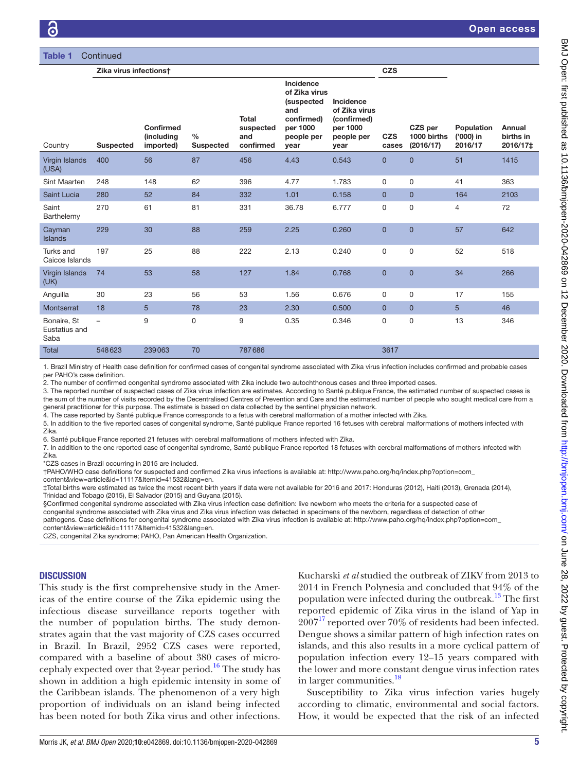**Table 1** Continued

| Country | Zika virus infections† | | | | | | CZS | | | |
|---|---|---|---|---|---|---|---|---|---|---|
| | Suspected | Confirmed (including imported) | % Suspected | Total suspected and confirmed | Incidence of Zika virus (suspected and confirmed) per 1000 people per year | Incidence of Zika virus (confirmed) per 1000 people per year | CZS cases | CZS per 1000 births (2016/17) | Population ('000) in 2016/17 | Annual births in 2016/17‡ |
| Virgin Islands (USA) | 400 | 56 | 87 | 456 | 4.43 | 0.543 | 0 | 0 | 51 | 1415 |
| Sint Maarten | 248 | 148 | 62 | 396 | 4.77 | 1.783 | 0 | 0 | 41 | 363 |
| Saint Lucia | 280 | 52 | 84 | 332 | 1.01 | 0.158 | 0 | 0 | 164 | 2103 |
| Saint Barthelemy | 270 | 61 | 81 | 331 | 36.78 | 6.777 | 0 | 0 | 4 | 72 |
| Cayman Islands | 229 | 30 | 88 | 259 | 2.25 | 0.260 | 0 | 0 | 57 | 642 |
| Turks and Caicos Islands | 197 | 25 | 88 | 222 | 2.13 | 0.240 | 0 | 0 | 52 | 518 |
| Virgin Islands (UK) | 74 | 53 | 58 | 127 | 1.84 | 0.768 | 0 | 0 | 34 | 266 |
| Anguilla | 30 | 23 | 56 | 53 | 1.56 | 0.676 | 0 | 0 | 17 | 155 |
| Montserrat | 18 | 5 | 78 | 23 | 2.30 | 0.500 | 0 | 0 | 5 | 46 |
| Bonaire, St Eustatius and Saba | – | 9 | 0 | 9 | 0.35 | 0.346 | 0 | 0 | 13 | 346 |
| Total | 548623 | 239063 | 70 | 787686 | | | 3617 | | | |

1. Brazil Ministry of Health case definition for confirmed cases of congenital syndrome associated with Zika virus infection includes confirmed and probable cases per PAHO's case definition.
2. The number of confirmed congenital syndrome associated with Zika include two autochthonous cases and three imported cases.
3. The reported number of suspected cases of Zika virus infection are estimates. According to Santé publique France, the estimated number of suspected cases is the sum of the number of visits recorded by the Decentralised Centres of Prevention and Care and the estimated number of people who sought medical care from a general practitioner for this purpose. The estimate is based on data collected by the sentinel physician network.
4. The case reported by Santé publique France corresponds to a fetus with cerebral malformation of a mother infected with Zika.
5. In addition to the five reported cases of congenital syndrome, Santé publique France reported 16 fetuses with cerebral malformations of mothers infected with Zika.
6. Santé publique France reported 21 fetuses with cerebral malformations of mothers infected with Zika.
7. In addition to the one reported case of congenital syndrome, Santé publique France reported 18 fetuses with cerebral malformations of mothers infected with Zika.
*CZS cases in Brazil occurring in 2015 are included.
†PAHO/WHO case definitions for suspected and confirmed Zika virus infections is available at: http://www.paho.org/hq/index.php?option=com_content&view=article&id=11117&Itemid=41532&lang=en.
‡Total births were estimated as twice the most recent birth years if data were not available for 2016 and 2017: Honduras (2012), Haiti (2013), Grenada (2014), Trinidad and Tobago (2015), El Salvador (2015) and Guyana (2015).
§Confirmed congenital syndrome associated with Zika virus infection case definition: live newborn who meets the criteria for a suspected case of congenital syndrome associated with Zika virus and Zika virus infection was detected in specimens of the newborn, regardless of detection of other pathogens. Case definitions for congenital syndrome associated with Zika virus infection is available at: http://www.paho.org/hq/index.php?option=com_content&view=article&id=11117&Itemid=41532&lang=en.
CZS, congenital Zika syndrome; PAHO, Pan American Health Organization.

## DISCUSSION

This study is the first comprehensive study in the Americas of the entire course of the Zika epidemic using the infectious disease surveillance reports together with the number of population births. The study demonstrates again that the vast majority of CZS cases occurred in Brazil. In Brazil, 2952 CZS cases were reported, compared with a baseline of about 380 cases of microcephaly expected over that 2-year period.[16] The study has shown in addition a high epidemic intensity in some of the Caribbean islands. The phenomenon of a very high proportion of individuals on an island being infected has been noted for both Zika virus and other infections. Kucharski *et al* studied the outbreak of ZIKV from 2013 to 2014 in French Polynesia and concluded that 94% of the population were infected during the outbreak.[13] The first reported epidemic of Zika virus in the island of Yap in 2007[17] reported over 70% of residents had been infected. Dengue shows a similar pattern of high infection rates on islands, and this also results in a more cyclical pattern of population infection every 12–15 years compared with the lower and more constant dengue virus infection rates in larger communities.[18]

Susceptibility to Zika virus infection varies hugely according to climatic, environmental and social factors. How, it would be expected that the risk of an infected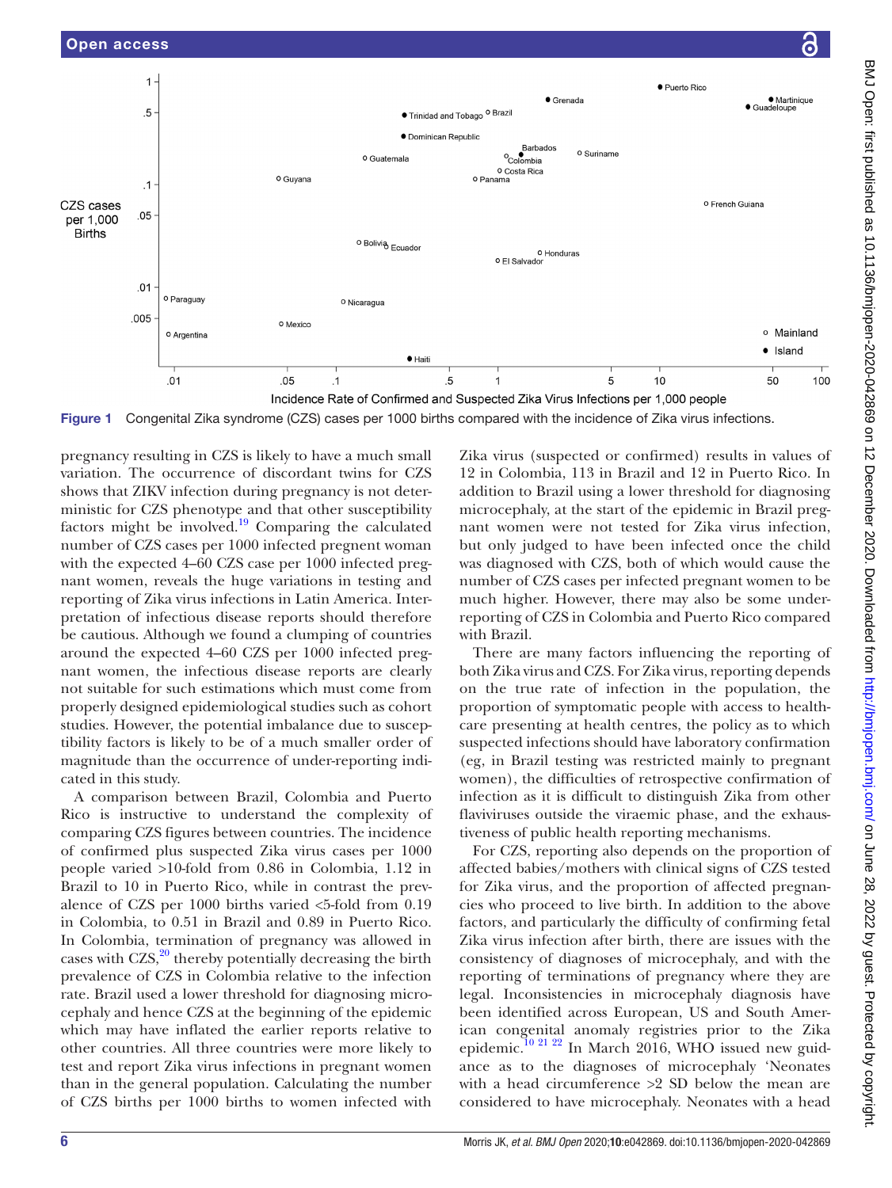Figure 1 Congenital Zika syndrome (CZS) cases per 1000 births compared with the incidence of Zika virus infections.

pregnancy resulting in CZS is likely to have a much small variation. The occurrence of discordant twins for CZS shows that ZIKV infection during pregnancy is not deterministic for CZS phenotype and that other susceptibility factors might be involved.[19] Comparing the calculated number of CZS cases per 1000 infected pregnent woman with the expected 4–60 CZS case per 1000 infected pregnant women, reveals the huge variations in testing and reporting of Zika virus infections in Latin America. Interpretation of infectious disease reports should therefore be cautious. Although we found a clumping of countries around the expected 4–60 CZS per 1000 infected pregnant women, the infectious disease reports are clearly not suitable for such estimations which must come from properly designed epidemiological studies such as cohort studies. However, the potential imbalance due to susceptibility factors is likely to be of a much smaller order of magnitude than the occurrence of under-reporting indicated in this study.

A comparison between Brazil, Colombia and Puerto Rico is instructive to understand the complexity of comparing CZS figures between countries. The incidence of confirmed plus suspected Zika virus cases per 1000 people varied >10-fold from 0.86 in Colombia, 1.12 in Brazil to 10 in Puerto Rico, while in contrast the prevalence of CZS per 1000 births varied <5-fold from 0.19 in Colombia, to 0.51 in Brazil and 0.89 in Puerto Rico. In Colombia, termination of pregnancy was allowed in cases with CZS,[20] thereby potentially decreasing the birth prevalence of CZS in Colombia relative to the infection rate. Brazil used a lower threshold for diagnosing microcephaly and hence CZS at the beginning of the epidemic which may have inflated the earlier reports relative to other countries. All three countries were more likely to test and report Zika virus infections in pregnant women than in the general population. Calculating the number of CZS births per 1000 births to women infected with Zika virus (suspected or confirmed) results in values of 12 in Colombia, 113 in Brazil and 12 in Puerto Rico. In addition to Brazil using a lower threshold for diagnosing microcephaly, at the start of the epidemic in Brazil pregnant women were not tested for Zika virus infection, but only judged to have been infected once the child was diagnosed with CZS, both of which would cause the number of CZS cases per infected pregnant women to be much higher. However, there may also be some under-reporting of CZS in Colombia and Puerto Rico compared with Brazil.

There are many factors influencing the reporting of both Zika virus and CZS. For Zika virus, reporting depends on the true rate of infection in the population, the proportion of symptomatic people with access to healthcare presenting at health centres, the policy as to which suspected infections should have laboratory confirmation (eg, in Brazil testing was restricted mainly to pregnant women), the difficulties of retrospective confirmation of infection as it is difficult to distinguish Zika from other flaviviruses outside the viraemic phase, and the exhaustiveness of public health reporting mechanisms.

For CZS, reporting also depends on the proportion of affected babies/mothers with clinical signs of CZS tested for Zika virus, and the proportion of affected pregnancies who proceed to live birth. In addition to the above factors, and particularly the difficulty of confirming fetal Zika virus infection after birth, there are issues with the consistency of diagnoses of microcephaly, and with the reporting of terminations of pregnancy where they are legal. Inconsistencies in microcephaly diagnosis have been identified across European, US and South American congenital anomaly registries prior to the Zika epidemic.[10 21 22] In March 2016, WHO issued new guidance as to the diagnoses of microcephaly 'Neonates with a head circumference >2 SD below the mean are considered to have microcephaly. Neonates with a head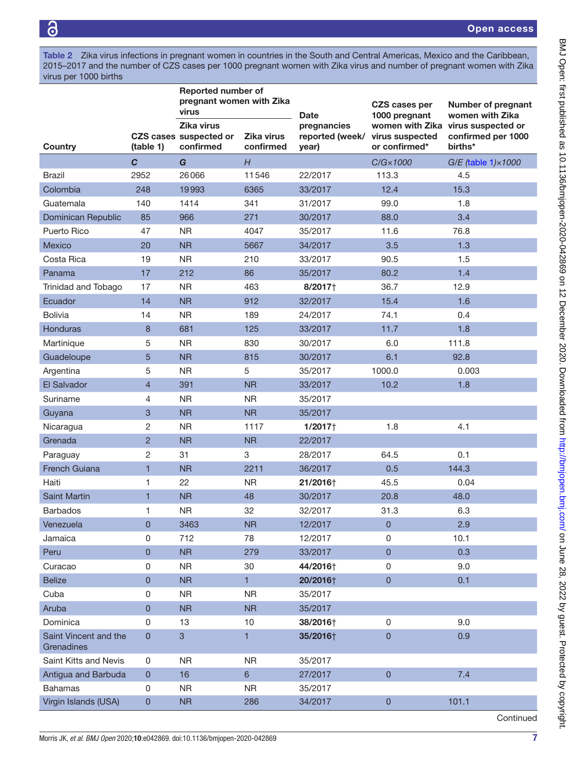**Table 2** Zika virus infections in pregnant women in countries in the South and Central Americas, Mexico and the Caribbean, 2015–2017 and the number of CZS cases per 1000 pregnant women with Zika virus and number of pregnant women with Zika virus per 1000 births

| Country | CZS cases (table 1) | Reported number of pregnant women with Zika virus | | Date pregnancies reported (week/ year) | CZS cases per 1000 pregnant women with Zika virus suspected or confirmed* | Number of pregnant women with Zika virus suspected or confirmed per 1000 births* |
|---|---|---|---|---|---|---|
| | | Zika virus suspected or confirmed | Zika virus confirmed | | | |
| | *C* | *G* | *H* | | *C/G×1000* | *G/E* (table 1)*×1000* |
| Brazil | 2952 | 26 066 | 11 546 | 22/2017 | 113.3 | 4.5 |
| Colombia | 248 | 19 993 | 6365 | 33/2017 | 12.4 | 15.3 |
| Guatemala | 140 | 1414 | 341 | 31/2017 | 99.0 | 1.8 |
| Dominican Republic | 85 | 966 | 271 | 30/2017 | 88.0 | 3.4 |
| Puerto Rico | 47 | NR | 4047 | 35/2017 | 11.6 | 76.8 |
| Mexico | 20 | NR | 5667 | 34/2017 | 3.5 | 1.3 |
| Costa Rica | 19 | NR | 210 | 33/2017 | 90.5 | 1.5 |
| Panama | 17 | 212 | 86 | 35/2017 | 80.2 | 1.4 |
| Trinidad and Tobago | 17 | NR | 463 | **8/2017**† | 36.7 | 12.9 |
| Ecuador | 14 | NR | 912 | 32/2017 | 15.4 | 1.6 |
| Bolivia | 14 | NR | 189 | 24/2017 | 74.1 | 0.4 |
| Honduras | 8 | 681 | 125 | 33/2017 | 11.7 | 1.8 |
| Martinique | 5 | NR | 830 | 30/2017 | 6.0 | 111.8 |
| Guadeloupe | 5 | NR | 815 | 30/2017 | 6.1 | 92.8 |
| Argentina | 5 | NR | 5 | 35/2017 | 1000.0 | 0.003 |
| El Salvador | 4 | 391 | NR | 33/2017 | 10.2 | 1.8 |
| Suriname | 4 | NR | NR | 35/2017 | | |
| Guyana | 3 | NR | NR | 35/2017 | | |
| Nicaragua | 2 | NR | 1117 | **1/2017**† | 1.8 | 4.1 |
| Grenada | 2 | NR | NR | 22/2017 | | |
| Paraguay | 2 | 31 | 3 | 28/2017 | 64.5 | 0.1 |
| French Guiana | 1 | NR | 2211 | 36/2017 | 0.5 | 144.3 |
| Haiti | 1 | 22 | NR | **21/2016**† | 45.5 | 0.04 |
| Saint Martin | 1 | NR | 48 | 30/2017 | 20.8 | 48.0 |
| Barbados | 1 | NR | 32 | 32/2017 | 31.3 | 6.3 |
| Venezuela | 0 | 3463 | NR | 12/2017 | 0 | 2.9 |
| Jamaica | 0 | 712 | 78 | 12/2017 | 0 | 10.1 |
| Peru | 0 | NR | 279 | 33/2017 | 0 | 0.3 |
| Curacao | 0 | NR | 30 | **44/2016**† | 0 | 9.0 |
| Belize | 0 | NR | 1 | **20/2016**† | 0 | 0.1 |
| Cuba | 0 | NR | NR | 35/2017 | | |
| Aruba | 0 | NR | NR | 35/2017 | | |
| Dominica | 0 | 13 | 10 | **38/2016**† | 0 | 9.0 |
| Saint Vincent and the Grenadines | 0 | 3 | 1 | **35/2016**† | 0 | 0.9 |
| Saint Kitts and Nevis | 0 | NR | NR | 35/2017 | | |
| Antigua and Barbuda | 0 | 16 | 6 | 27/2017 | 0 | 7.4 |
| Bahamas | 0 | NR | NR | 35/2017 | | |
| Virgin Islands (USA) | 0 | NR | 286 | 34/2017 | 0 | 101.1 |

Continued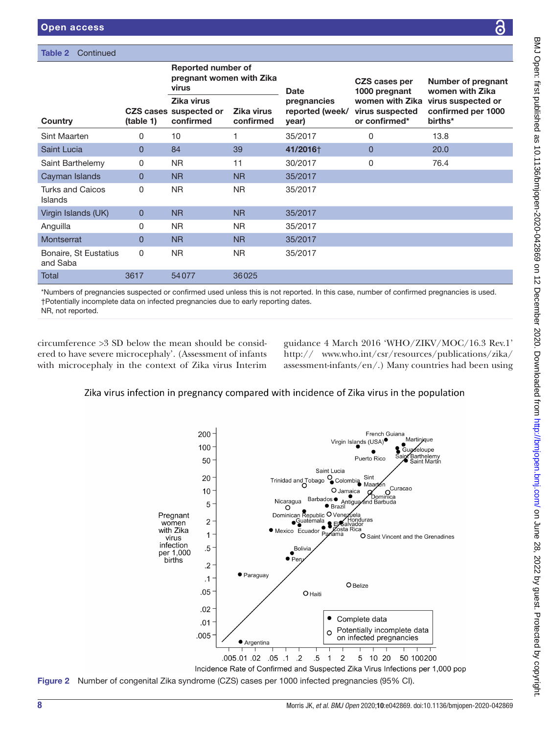**Table 2** Continued

| Country | CZS cases (table 1) | Reported number of pregnant women with Zika virus | | Date pregnancies reported (week/year) | CZS cases per 1000 pregnant women with Zika virus suspected or confirmed* | Number of pregnant women with Zika virus suspected or confirmed per 1000 births* |
|---|---|---|---|---|---|---|
| | | Zika virus suspected or confirmed | Zika virus confirmed | | | |
| Sint Maarten | 0 | 10 | 1 | 35/2017 | 0 | 13.8 |
| Saint Lucia | 0 | 84 | 39 | **41/2016†** | 0 | 20.0 |
| Saint Barthelemy | 0 | NR | 11 | 30/2017 | 0 | 76.4 |
| Cayman Islands | 0 | NR | NR | 35/2017 | | |
| Turks and Caicos Islands | 0 | NR | NR | 35/2017 | | |
| Virgin Islands (UK) | 0 | NR | NR | 35/2017 | | |
| Anguilla | 0 | NR | NR | 35/2017 | | |
| Montserrat | 0 | NR | NR | 35/2017 | | |
| Bonaire, St Eustatius and Saba | 0 | NR | NR | 35/2017 | | |
| Total | 3617 | 54 077 | 36 025 | | | |

*Numbers of pregnancies suspected or confirmed used unless this is not reported. In this case, number of confirmed pregnancies is used.
†Potentially incomplete data on infected pregnancies due to early reporting dates.
NR, not reported.

circumference >3 SD below the mean should be considered to have severe microcephaly'. (Assessment of infants with microcephaly in the context of Zika virus Interim guidance 4 March 2016 'WHO/ZIKV/MOC/16.3 Rev.1' http:// www.who.int/csr/resources/publications/zika/assessment-infants/en/.) Many countries had been using

Figure 2 Number of congenital Zika syndrome (CZS) cases per 1000 infected pregnancies (95% CI).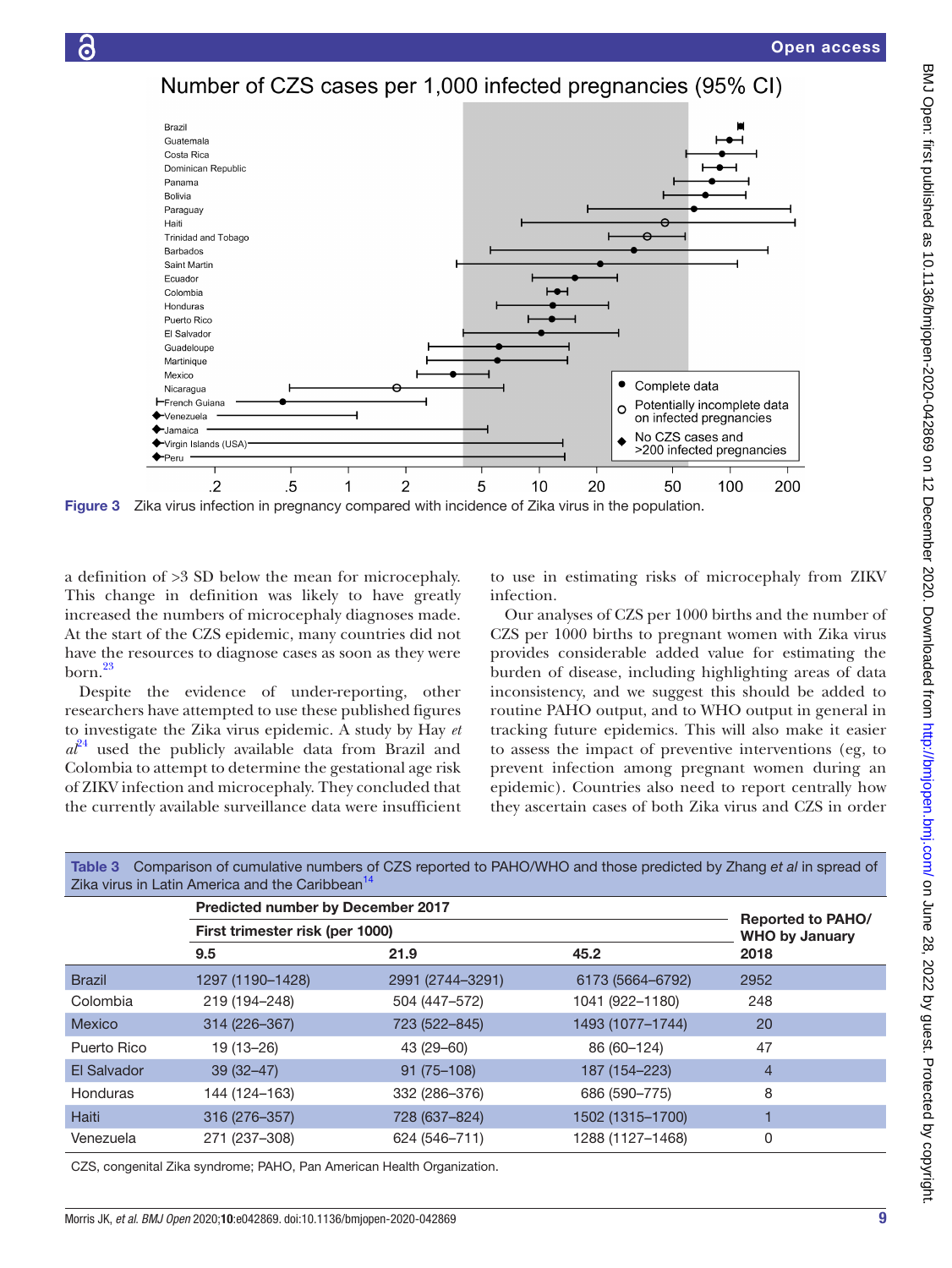Figure 3 Zika virus infection in pregnancy compared with incidence of Zika virus in the population.

a definition of >3 SD below the mean for microcephaly. This change in definition was likely to have greatly increased the numbers of microcephaly diagnoses made. At the start of the CZS epidemic, many countries did not have the resources to diagnose cases as soon as they were born.[23]

Despite the evidence of under-reporting, other researchers have attempted to use these published figures to investigate the Zika virus epidemic. A study by Hay *et al*[24] used the publicly available data from Brazil and Colombia to attempt to determine the gestational age risk of ZIKV infection and microcephaly. They concluded that the currently available surveillance data were insufficient to use in estimating risks of microcephaly from ZIKV infection.

Our analyses of CZS per 1000 births and the number of CZS per 1000 births to pregnant women with Zika virus provides considerable added value for estimating the burden of disease, including highlighting areas of data inconsistency, and we suggest this should be added to routine PAHO output, and to WHO output in general in tracking future epidemics. This will also make it easier to assess the impact of preventive interventions (eg, to prevent infection among pregnant women during an epidemic). Countries also need to report centrally how they ascertain cases of both Zika virus and CZS in order

**Table 3** Comparison of cumulative numbers of CZS reported to PAHO/WHO and those predicted by Zhang *et al* in spread of Zika virus in Latin America and the Caribbean[14]

| | Predicted number by December 2017 | | | Reported to PAHO/ WHO by January 2018 |
|---|---|---|---|---|
| | First trimester risk (per 1000) | | | |
| | 9.5 | 21.9 | 45.2 | |
| Brazil | 1297 (1190–1428) | 2991 (2744–3291) | 6173 (5664–6792) | 2952 |
| Colombia | 219 (194–248) | 504 (447–572) | 1041 (922–1180) | 248 |
| Mexico | 314 (226–367) | 723 (522–845) | 1493 (1077–1744) | 20 |
| Puerto Rico | 19 (13–26) | 43 (29–60) | 86 (60–124) | 47 |
| El Salvador | 39 (32–47) | 91 (75–108) | 187 (154–223) | 4 |
| Honduras | 144 (124–163) | 332 (286–376) | 686 (590–775) | 8 |
| Haiti | 316 (276–357) | 728 (637–824) | 1502 (1315–1700) | 1 |
| Venezuela | 271 (237–308) | 624 (546–711) | 1288 (1127–1468) | 0 |

CZS, congenital Zika syndrome; PAHO, Pan American Health Organization.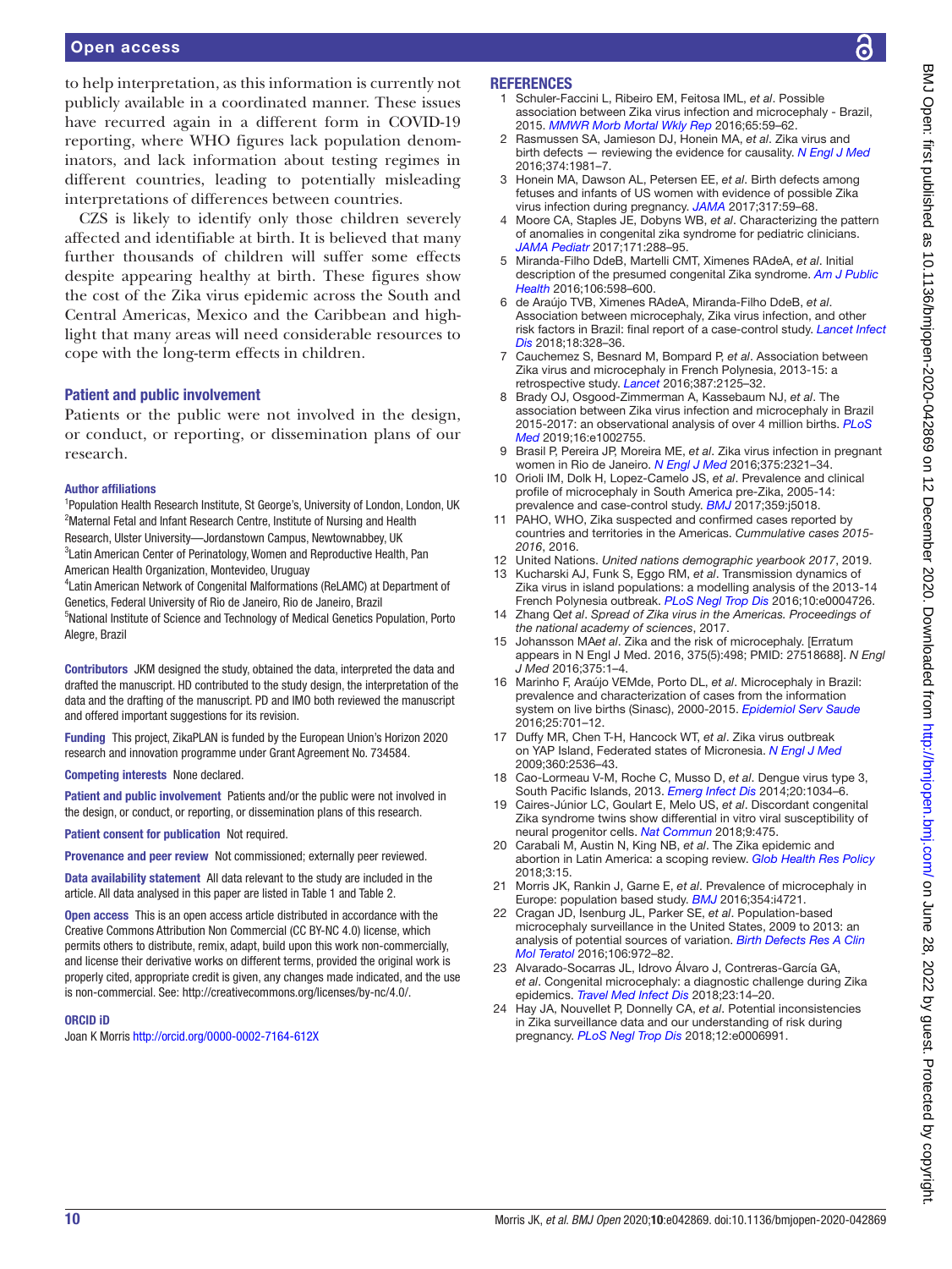to help interpretation, as this information is currently not publicly available in a coordinated manner. These issues have recurred again in a different form in COVID-19 reporting, where WHO figures lack population denominators, and lack information about testing regimes in different countries, leading to potentially misleading interpretations of differences between countries.

CZS is likely to identify only those children severely affected and identifiable at birth. It is believed that many further thousands of children will suffer some effects despite appearing healthy at birth. These figures show the cost of the Zika virus epidemic across the South and Central Americas, Mexico and the Caribbean and highlight that many areas will need considerable resources to cope with the long-term effects in children.

## Patient and public involvement

Patients or the public were not involved in the design, or conduct, or reporting, or dissemination plans of our research.

### Author affiliations

[1]Population Health Research Institute, St George's, University of London, London, UK
[2]Maternal Fetal and Infant Research Centre, Institute of Nursing and Health Research, Ulster University—Jordanstown Campus, Newtownabbey, UK
[3]Latin American Center of Perinatology, Women and Reproductive Health, Pan American Health Organization, Montevideo, Uruguay
[4]Latin American Network of Congenital Malformations (ReLAMC) at Department of Genetics, Federal University of Rio de Janeiro, Rio de Janeiro, Brazil
[5]National Institute of Science and Technology of Medical Genetics Population, Porto Alegre, Brazil

**Contributors** JKM designed the study, obtained the data, interpreted the data and drafted the manuscript. HD contributed to the study design, the interpretation of the data and the drafting of the manuscript. PD and IMO both reviewed the manuscript and offered important suggestions for its revision.

**Funding** This project, ZikaPLAN is funded by the European Union's Horizon 2020 research and innovation programme under Grant Agreement No. 734584.

**Competing interests** None declared.

**Patient and public involvement** Patients and/or the public were not involved in the design, or conduct, or reporting, or dissemination plans of this research.

**Patient consent for publication** Not required.

**Provenance and peer review** Not commissioned; externally peer reviewed.

**Data availability statement** All data relevant to the study are included in the article. All data analysed in this paper are listed in Table 1 and Table 2.

**Open access** This is an open access article distributed in accordance with the Creative Commons Attribution Non Commercial (CC BY-NC 4.0) license, which permits others to distribute, remix, adapt, build upon this work non-commercially, and license their derivative works on different terms, provided the original work is properly cited, appropriate credit is given, any changes made indicated, and the use is non-commercial. See: http://creativecommons.org/licenses/by-nc/4.0/.

### ORCID iD

Joan K Morris http://orcid.org/0000-0002-7164-612X

## REFERENCES

1. Schuler-Faccini L, Ribeiro EM, Feitosa IML, *et al*. Possible association between Zika virus infection and microcephaly - Brazil, 2015. *MMWR Morb Mortal Wkly Rep* 2016;65:59–62.
2. Rasmussen SA, Jamieson DJ, Honein MA, *et al*. Zika virus and birth defects — reviewing the evidence for causality. *N Engl J Med* 2016;374:1981–7.
3. Honein MA, Dawson AL, Petersen EE, *et al*. Birth defects among fetuses and infants of US women with evidence of possible Zika virus infection during pregnancy. *JAMA* 2017;317:59–68.
4. Moore CA, Staples JE, Dobyns WB, *et al*. Characterizing the pattern of anomalies in congenital zika syndrome for pediatric clinicians. *JAMA Pediatr* 2017;171:288–95.
5. Miranda-Filho DdeB, Martelli CMT, Ximenes RAdeA, *et al*. Initial description of the presumed congenital Zika syndrome. *Am J Public Health* 2016;106:598–600.
6. de Araújo TVB, Ximenes RAdeA, Miranda-Filho DdeB, *et al*. Association between microcephaly, Zika virus infection, and other risk factors in Brazil: final report of a case-control study. *Lancet Infect Dis* 2018;18:328–36.
7. Cauchemez S, Besnard M, Bompard P, *et al*. Association between Zika virus and microcephaly in French Polynesia, 2013-15: a retrospective study. *Lancet* 2016;387:2125–32.
8. Brady OJ, Osgood-Zimmerman A, Kassebaum NJ, *et al*. The association between Zika virus infection and microcephaly in Brazil 2015-2017: an observational analysis of over 4 million births. *PLoS Med* 2019;16:e1002755.
9. Brasil P, Pereira JP, Moreira ME, *et al*. Zika virus infection in pregnant women in Rio de Janeiro. *N Engl J Med* 2016;375:2321–34.
10. Orioli IM, Dolk H, Lopez-Camelo JS, *et al*. Prevalence and clinical profile of microcephaly in South America pre-Zika, 2005-14: prevalence and case-control study. *BMJ* 2017;359:j5018.
11. PAHO, WHO, Zika suspected and confirmed cases reported by countries and territories in the Americas. *Cummulative cases 2015-2016*, 2016.
12. United Nations. *United nations demographic yearbook 2017*, 2019.
13. Kucharski AJ, Funk S, Eggo RM, *et al*. Transmission dynamics of Zika virus in island populations: a modelling analysis of the 2013-14 French Polynesia outbreak. *PLoS Negl Trop Dis* 2016;10:e0004726.
14. Zhang Q*et al*. *Spread of Zika virus in the Americas. Proceedings of the national academy of sciences*, 2017.
15. Johansson MA*et al*. Zika and the risk of microcephaly. [Erratum appears in N Engl J Med. 2016, 375(5):498; PMID: 27518688]. *N Engl J Med* 2016;375:1–4.
16. Marinho F, Araújo VEMde, Porto DL, *et al*. Microcephaly in Brazil: prevalence and characterization of cases from the information system on live births (Sinasc), 2000-2015. *Epidemiol Serv Saude* 2016;25:701–12.
17. Duffy MR, Chen T-H, Hancock WT, *et al*. Zika virus outbreak on YAP Island, Federated states of Micronesia. *N Engl J Med* 2009;360:2536–43.
18. Cao-Lormeau V-M, Roche C, Musso D, *et al*. Dengue virus type 3, South Pacific Islands, 2013. *Emerg Infect Dis* 2014;20:1034–6.
19. Caires-Júnior LC, Goulart E, Melo US, *et al*. Discordant congenital Zika syndrome twins show differential in vitro viral susceptibility of neural progenitor cells. *Nat Commun* 2018;9:475.
20. Carabali M, Austin N, King NB, *et al*. The Zika epidemic and abortion in Latin America: a scoping review. *Glob Health Res Policy* 2018;3:15.
21. Morris JK, Rankin J, Garne E, *et al*. Prevalence of microcephaly in Europe: population based study. *BMJ* 2016;354:i4721.
22. Cragan JD, Isenburg JL, Parker SE, *et al*. Population-based microcephaly surveillance in the United States, 2009 to 2013: an analysis of potential sources of variation. *Birth Defects Res A Clin Mol Teratol* 2016;106:972–82.
23. Alvarado-Socarras JL, Idrovo Álvaro J, Contreras-García GA, *et al*. Congenital microcephaly: a diagnostic challenge during Zika epidemics. *Travel Med Infect Dis* 2018;23:14–20.
24. Hay JA, Nouvellet P, Donnelly CA, *et al*. Potential inconsistencies in Zika surveillance data and our understanding of risk during pregnancy. *PLoS Negl Trop Dis* 2018;12:e0006991.